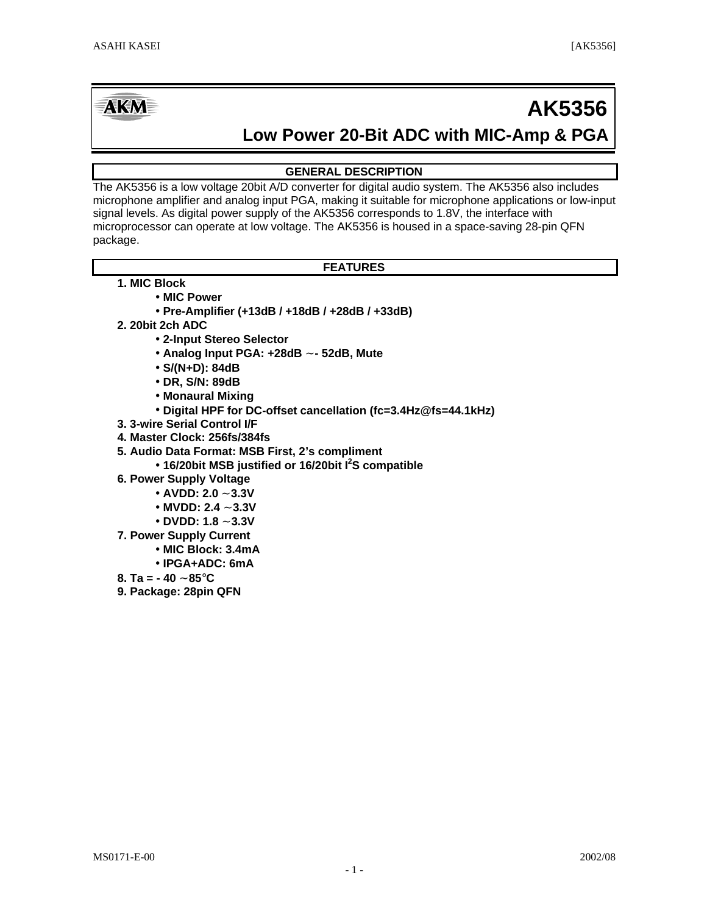# AK5356

## Low Power 20-Bit ADC with MIC-Amp & PGA

### GENERAL DESCRIPTION

The AK5356 is a low voltage 20bit A/D converter for digital audio system. The AK5356 also includes microphone amplifier and analog input PGA, making it suitable for microphone applications or low-input signal levels. As digital power supply of the AK5356 corresponds to 1.8V, the interface with microprocessor can operate at low voltage. The AK5356 is housed in a space-saving 28-pin QFN package.

### FEATURES

**1. MIC Block**
- **MIC Power**
- **Pre-Amplifier (+13dB / +18dB / +28dB / +33dB)**

**2. 20bit 2ch ADC**
- **2-Input Stereo Selector**
- **Analog Input PGA: +28dB ～- 52dB, Mute**
- **S/(N+D): 84dB**
- **DR, S/N: 89dB**
- **Monaural Mixing**
- **Digital HPF for DC-offset cancellation (fc=3.4Hz@fs=44.1kHz)**

**3. 3-wire Serial Control I/F**

**4. Master Clock: 256fs/384fs**

**5. Audio Data Format: MSB First, 2's compliment**
- **16/20bit MSB justified or 16/20bit I²S compatible**

**6. Power Supply Voltage**
- **AVDD: 2.0 ～3.3V**
- **MVDD: 2.4 ～3.3V**
- **DVDD: 1.8 ～3.3V**

**7. Power Supply Current**
- **MIC Block: 3.4mA**
- **IPGA+ADC: 6mA**

**8. Ta = - 40 ～85°C**

**9. Package: 28pin QFN**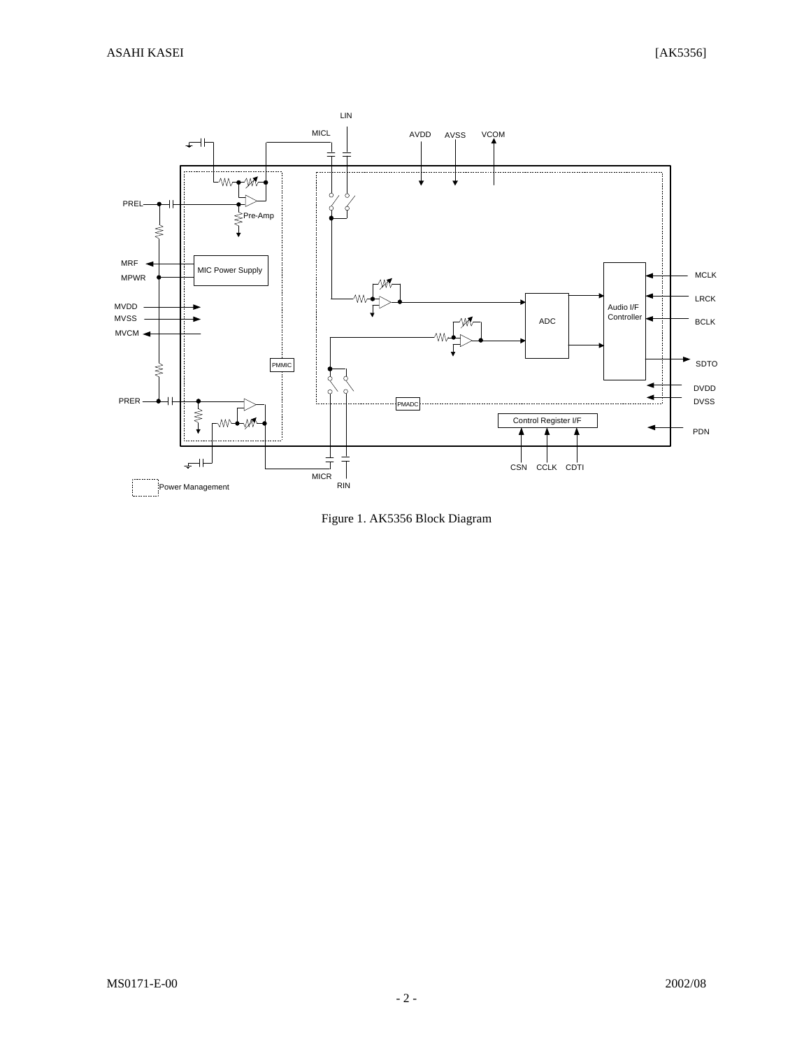Figure 1. AK5356 Block Diagram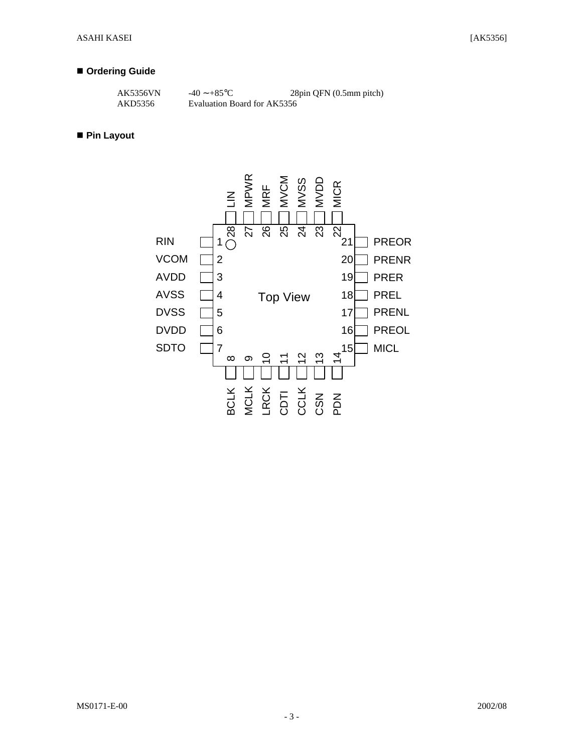## ■ Ordering Guide

| | | |
|---|---|---|
| AK5356VN | -40 ∼+85℃ | 28pin QFN (0.5mm pitch) |
| AKD5356 | Evaluation Board for AK5356 | |

## ■ Pin Layout

Top View

| Pin | Name |
|---|---|
| 1 | RIN |
| 2 | VCOM |
| 3 | AVDD |
| 4 | AVSS |
| 5 | DVSS |
| 6 | DVDD |
| 7 | SDTO |
| 8 | BCLK |
| 9 | MCLK |
| 10 | LRCK |
| 11 | CDTI |
| 12 | CCLK |
| 13 | CSN |
| 14 | PDN |
| 15 | MICL |
| 16 | PREOL |
| 17 | PRENL |
| 18 | PREL |
| 19 | PRER |
| 20 | PRENR |
| 21 | PREOR |
| 22 | MICR |
| 23 | MVDD |
| 24 | MVSS |
| 25 | MVCM |
| 26 | MRF |
| 27 | MPWR |
| 28 | LIN |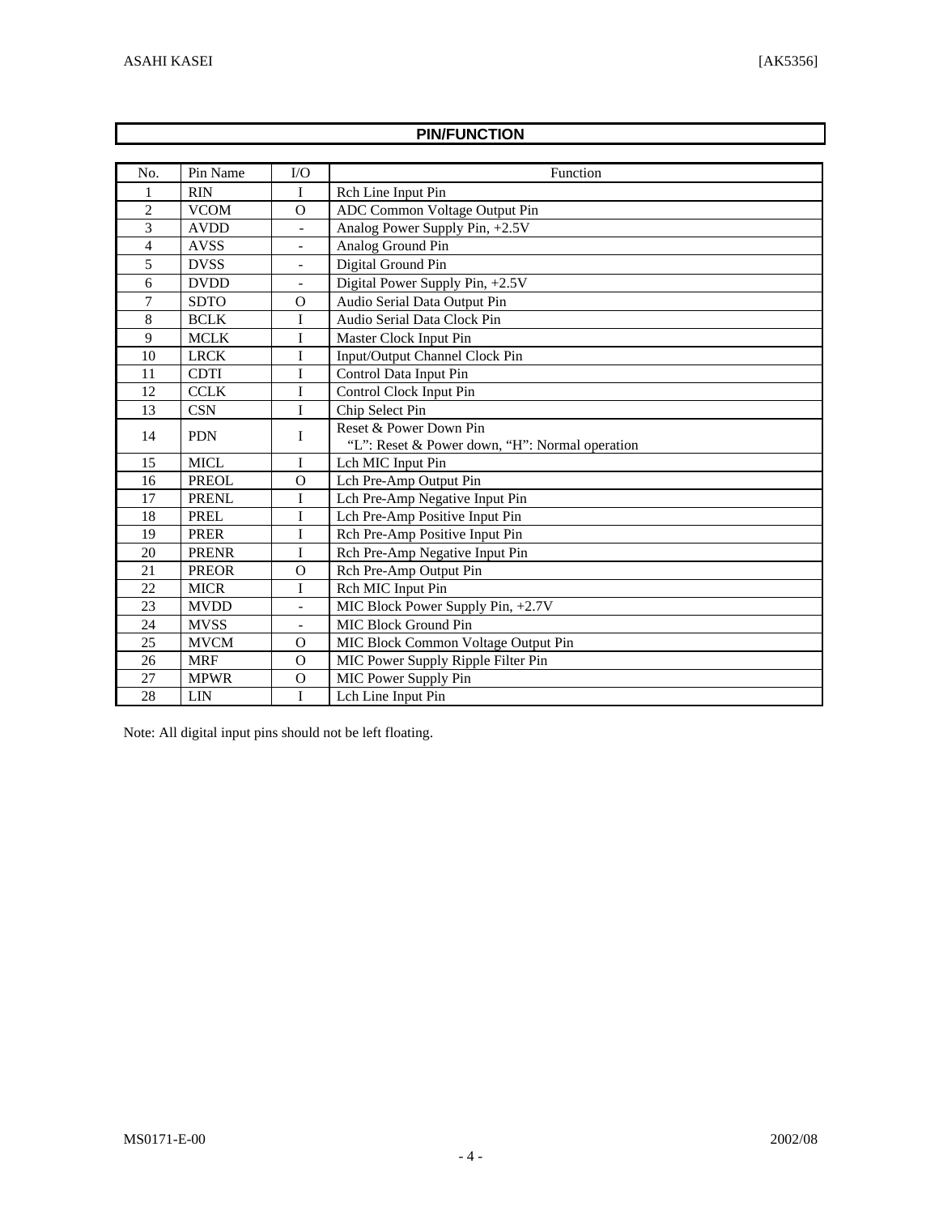## PIN/FUNCTION

| No. | Pin Name | I/O | Function |
|---|---|---|---|
| 1 | RIN | I | Rch Line Input Pin |
| 2 | VCOM | O | ADC Common Voltage Output Pin |
| 3 | AVDD | - | Analog Power Supply Pin, +2.5V |
| 4 | AVSS | - | Analog Ground Pin |
| 5 | DVSS | - | Digital Ground Pin |
| 6 | DVDD | - | Digital Power Supply Pin, +2.5V |
| 7 | SDTO | O | Audio Serial Data Output Pin |
| 8 | BCLK | I | Audio Serial Data Clock Pin |
| 9 | MCLK | I | Master Clock Input Pin |
| 10 | LRCK | I | Input/Output Channel Clock Pin |
| 11 | CDTI | I | Control Data Input Pin |
| 12 | CCLK | I | Control Clock Input Pin |
| 13 | CSN | I | Chip Select Pin |
| 14 | PDN | I | Reset & Power Down Pin<br>"L": Reset & Power down, "H": Normal operation |
| 15 | MICL | I | Lch MIC Input Pin |
| 16 | PREOL | O | Lch Pre-Amp Output Pin |
| 17 | PRENL | I | Lch Pre-Amp Negative Input Pin |
| 18 | PREL | I | Lch Pre-Amp Positive Input Pin |
| 19 | PRER | I | Rch Pre-Amp Positive Input Pin |
| 20 | PRENR | I | Rch Pre-Amp Negative Input Pin |
| 21 | PREOR | O | Rch Pre-Amp Output Pin |
| 22 | MICR | I | Rch MIC Input Pin |
| 23 | MVDD | - | MIC Block Power Supply Pin, +2.7V |
| 24 | MVSS | - | MIC Block Ground Pin |
| 25 | MVCM | O | MIC Block Common Voltage Output Pin |
| 26 | MRF | O | MIC Power Supply Ripple Filter Pin |
| 27 | MPWR | O | MIC Power Supply Pin |
| 28 | LIN | I | Lch Line Input Pin |

Note: All digital input pins should not be left floating.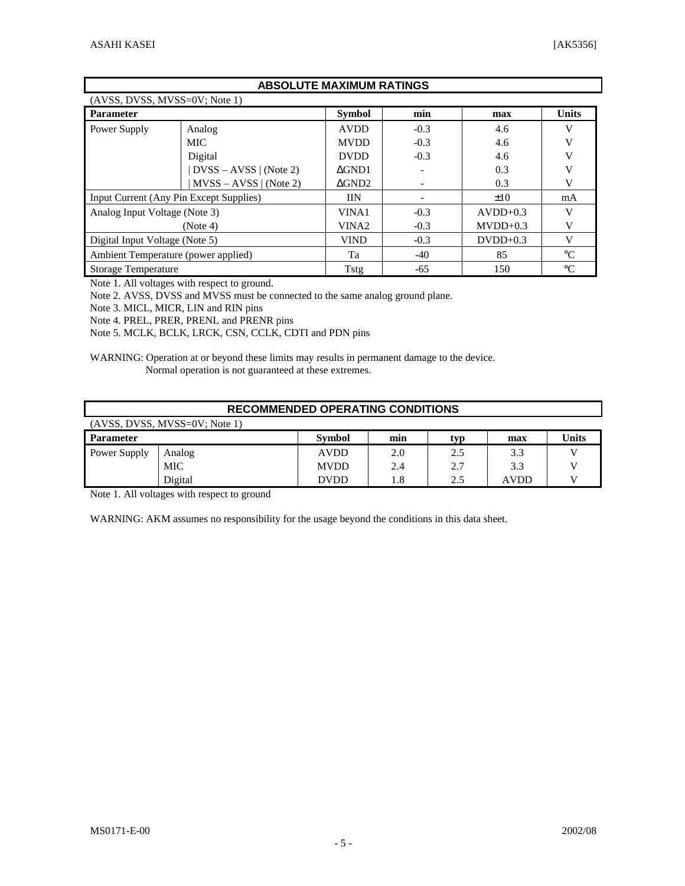## ABSOLUTE MAXIMUM RATINGS

(AVSS, DVSS, MVSS=0V; Note 1)

| Parameter | | Symbol | min | max | Units |
|---|---|---|---|---|---|
| Power Supply | Analog | AVDD | -0.3 | 4.6 | V |
| | MIC | MVDD | -0.3 | 4.6 | V |
| | Digital | DVDD | -0.3 | 4.6 | V |
| | \| DVSS – AVSS \| (Note 2) | ΔGND1 | - | 0.3 | V |
| | \| MVSS – AVSS \| (Note 2) | ΔGND2 | - | 0.3 | V |
| Input Current (Any Pin Except Supplies) | | IIN | - | ±10 | mA |
| Analog Input Voltage (Note 3) | | VINA1 | -0.3 | AVDD+0.3 | V |
| (Note 4) | | VINA2 | -0.3 | MVDD+0.3 | V |
| Digital Input Voltage (Note 5) | | VIND | -0.3 | DVDD+0.3 | V |
| Ambient Temperature (power applied) | | Ta | -40 | 85 | °C |
| Storage Temperature | | Tstg | -65 | 150 | °C |

Note 1. All voltages with respect to ground.

Note 2. AVSS, DVSS and MVSS must be connected to the same analog ground plane.

Note 3. MICL, MICR, LIN and RIN pins

Note 4. PREL, PRER, PRENL and PRENR pins

Note 5. MCLK, BCLK, LRCK, CSN, CCLK, CDTI and PDN pins

WARNING: Operation at or beyond these limits may results in permanent damage to the device.
Normal operation is not guaranteed at these extremes.

## RECOMMENDED OPERATING CONDITIONS

(AVSS, DVSS, MVSS=0V; Note 1)

| Parameter | | Symbol | min | typ | max | Units |
|---|---|---|---|---|---|---|
| Power Supply | Analog | AVDD | 2.0 | 2.5 | 3.3 | V |
| | MIC | MVDD | 2.4 | 2.7 | 3.3 | V |
| | Digital | DVDD | 1.8 | 2.5 | AVDD | V |

Note 1. All voltages with respect to ground

WARNING: AKM assumes no responsibility for the usage beyond the conditions in this data sheet.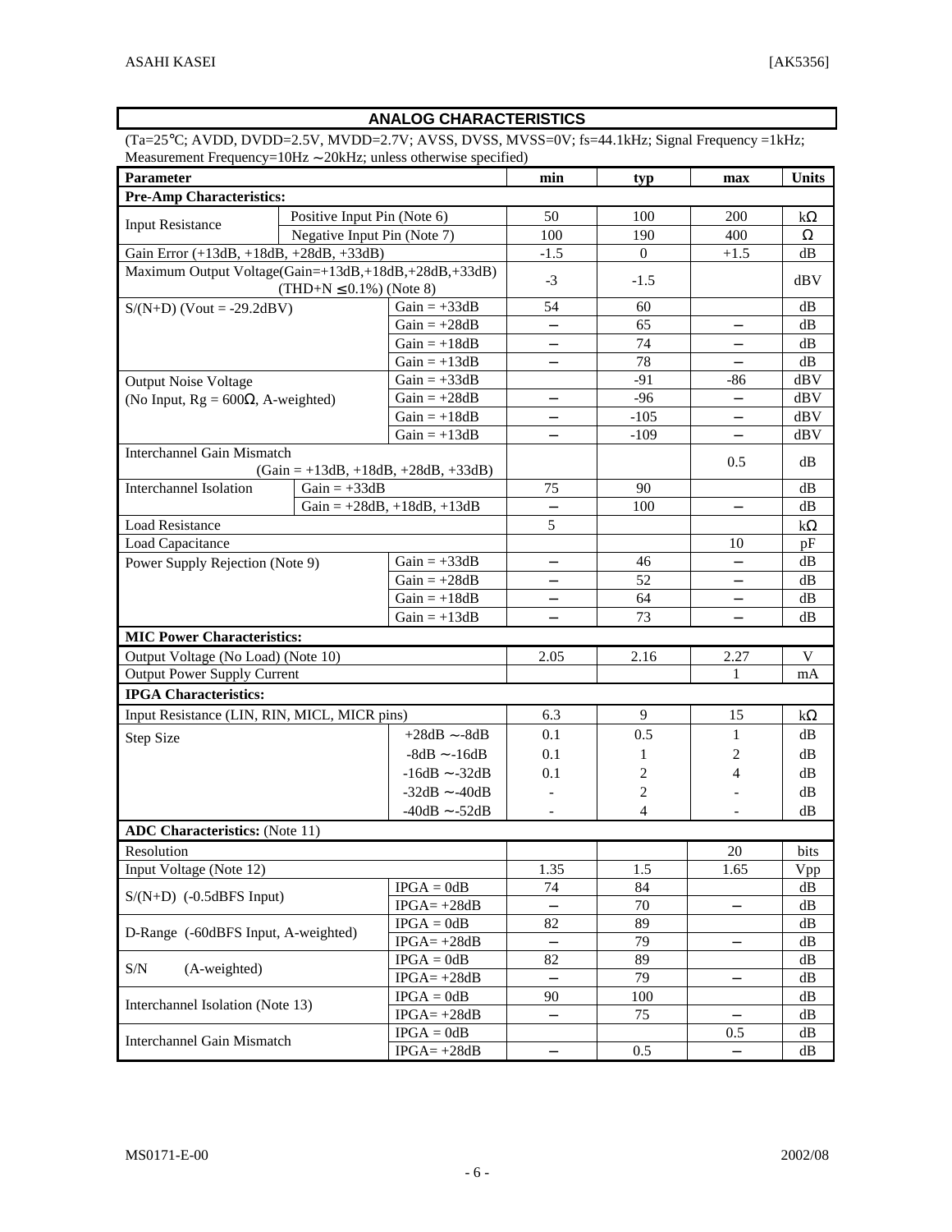## ANALOG CHARACTERISTICS

(Ta=25°C; AVDD, DVDD=2.5V, MVDD=2.7V; AVSS, DVSS, MVSS=0V; fs=44.1kHz; Signal Frequency =1kHz; Measurement Frequency=10Hz ∼20kHz; unless otherwise specified)

| Parameter | | | min | typ | max | Units |
|---|---|---|---|---|---|---|
| **Pre-Amp Characteristics:** | | | | | | |
| Input Resistance | Positive Input Pin (Note 6) | | 50 | 100 | 200 | kΩ |
| | Negative Input Pin (Note 7) | | 100 | 190 | 400 | Ω |
| Gain Error (+13dB, +18dB, +28dB, +33dB) | | | -1.5 | 0 | +1.5 | dB |
| Maximum Output Voltage(Gain=+13dB,+18dB,+28dB,+33dB) (THD+N ≤ 0.1%) (Note 8) | | | -3 | -1.5 | | dBV |
| S/(N+D) (Vout = -29.2dBV) | | Gain = +33dB | 54 | 60 | | dB |
| | | Gain = +28dB | − | 65 | − | dB |
| | | Gain = +18dB | − | 74 | − | dB |
| | | Gain = +13dB | − | 78 | − | dB |
| Output Noise Voltage (No Input, Rg = 600Ω, A-weighted) | | Gain = +33dB | | -91 | -86 | dBV |
| | | Gain = +28dB | − | -96 | − | dBV |
| | | Gain = +18dB | − | -105 | − | dBV |
| | | Gain = +13dB | − | -109 | − | dBV |
| Interchannel Gain Mismatch (Gain = +13dB, +18dB, +28dB, +33dB) | | | | | 0.5 | dB |
| Interchannel Isolation | Gain = +33dB | | 75 | 90 | | dB |
| | Gain = +28dB, +18dB, +13dB | | − | 100 | − | dB |
| Load Resistance | | | 5 | | | kΩ |
| Load Capacitance | | | | | 10 | pF |
| Power Supply Rejection (Note 9) | | Gain = +33dB | − | 46 | − | dB |
| | | Gain = +28dB | − | 52 | − | dB |
| | | Gain = +18dB | − | 64 | − | dB |
| | | Gain = +13dB | − | 73 | − | dB |
| **MIC Power Characteristics:** | | | | | | |
| Output Voltage (No Load) (Note 10) | | | 2.05 | 2.16 | 2.27 | V |
| Output Power Supply Current | | | | | 1 | mA |
| **IPGA Characteristics:** | | | | | | |
| Input Resistance (LIN, RIN, MICL, MICR pins) | | | 6.3 | 9 | 15 | kΩ |
| Step Size | | +28dB ∼-8dB | 0.1 | 0.5 | 1 | dB |
| | | -8dB ∼-16dB | 0.1 | 1 | 2 | dB |
| | | -16dB ∼-32dB | 0.1 | 2 | 4 | dB |
| | | -32dB ∼-40dB | - | 2 | - | dB |
| | | -40dB ∼-52dB | - | 4 | - | dB |
| **ADC Characteristics:** (Note 11) | | | | | | |
| Resolution | | | | | 20 | bits |
| Input Voltage (Note 12) | | | 1.35 | 1.5 | 1.65 | Vpp |
| S/(N+D) (-0.5dBFS Input) | | IPGA = 0dB | 74 | 84 | | dB |
| | | IPGA= +28dB | − | 70 | − | dB |
| D-Range (-60dBFS Input, A-weighted) | | IPGA = 0dB | 82 | 89 | | dB |
| | | IPGA= +28dB | − | 79 | − | dB |
| S/N (A-weighted) | | IPGA = 0dB | 82 | 89 | | dB |
| | | IPGA= +28dB | − | 79 | − | dB |
| Interchannel Isolation (Note 13) | | IPGA = 0dB | 90 | 100 | | dB |
| | | IPGA= +28dB | − | 75 | − | dB |
| Interchannel Gain Mismatch | | IPGA = 0dB | | | 0.5 | dB |
| | | IPGA= +28dB | − | 0.5 | − | dB |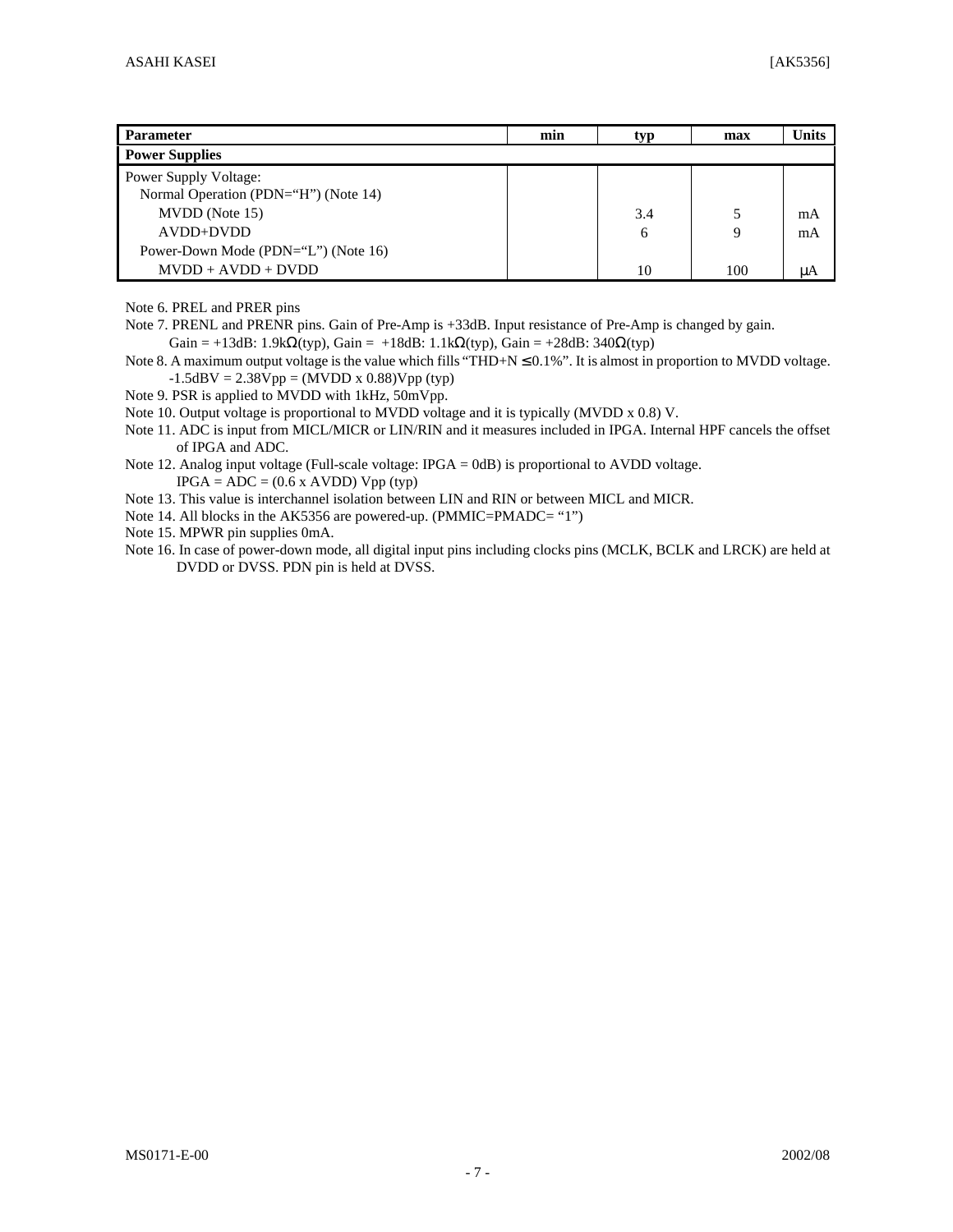| Parameter | min | typ | max | Units |
|---|---|---|---|---|
| **Power Supplies** | | | | |
| Power Supply Voltage: | | | | |
| Normal Operation (PDN="H") (Note 14) | | | | |
| MVDD (Note 15) | | 3.4 | 5 | mA |
| AVDD+DVDD | | 6 | 9 | mA |
| Power-Down Mode (PDN="L") (Note 16) | | | | |
| MVDD + AVDD + DVDD | | 10 | 100 | μA |

Note 6. PREL and PRER pins

Note 7. PRENL and PRENR pins. Gain of Pre-Amp is +33dB. Input resistance of Pre-Amp is changed by gain.
Gain = +13dB: 1.9kΩ(typ), Gain = +18dB: 1.1kΩ(typ), Gain = +28dB: 340Ω(typ)

Note 8. A maximum output voltage is the value which fills "THD+N ≤ 0.1%". It is almost in proportion to MVDD voltage.
-1.5dBV = 2.38Vpp = (MVDD x 0.88)Vpp (typ)

Note 9. PSR is applied to MVDD with 1kHz, 50mVpp.

Note 10. Output voltage is proportional to MVDD voltage and it is typically (MVDD x 0.8) V.

Note 11. ADC is input from MICL/MICR or LIN/RIN and it measures included in IPGA. Internal HPF cancels the offset of IPGA and ADC.

Note 12. Analog input voltage (Full-scale voltage: IPGA = 0dB) is proportional to AVDD voltage.
IPGA = ADC = (0.6 x AVDD) Vpp (typ)

Note 13. This value is interchannel isolation between LIN and RIN or between MICL and MICR.

Note 14. All blocks in the AK5356 are powered-up. (PMMIC=PMADC= "1")

Note 15. MPWR pin supplies 0mA.

Note 16. In case of power-down mode, all digital input pins including clocks pins (MCLK, BCLK and LRCK) are held at DVDD or DVSS. PDN pin is held at DVSS.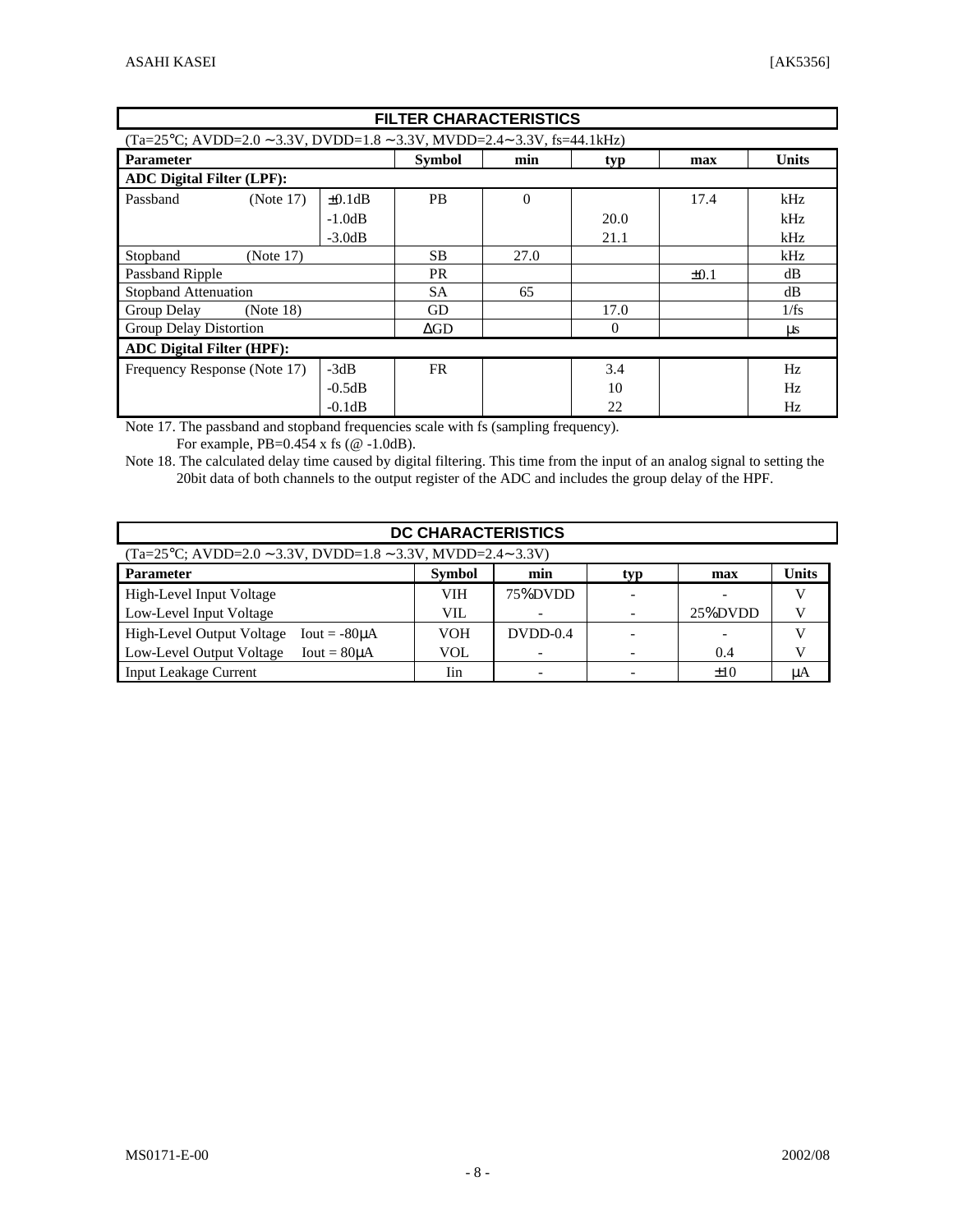## FILTER CHARACTERISTICS

(Ta=25°C; AVDD=2.0 ∼ 3.3V, DVDD=1.8 ∼ 3.3V, MVDD=2.4∼3.3V, fs=44.1kHz)

| Parameter | | | Symbol | min | typ | max | Units |
|---|---|---|---|---|---|---|---|
| **ADC Digital Filter (LPF):** | | | | | | | |
| Passband | (Note 17) | ±0.1dB | PB | 0 | | 17.4 | kHz |
| | | -1.0dB | | | 20.0 | | kHz |
| | | -3.0dB | | | 21.1 | | kHz |
| Stopband | (Note 17) | | SB | 27.0 | | | kHz |
| Passband Ripple | | | PR | | | ±0.1 | dB |
| Stopband Attenuation | | | SA | 65 | | | dB |
| Group Delay | (Note 18) | | GD | | 17.0 | | 1/fs |
| Group Delay Distortion | | | ΔGD | | 0 | | μs |
| **ADC Digital Filter (HPF):** | | | | | | | |
| Frequency Response (Note 17) | | -3dB | FR | | 3.4 | | Hz |
| | | -0.5dB | | | 10 | | Hz |
| | | -0.1dB | | | 22 | | Hz |

Note 17. The passband and stopband frequencies scale with fs (sampling frequency).
For example, PB=0.454 x fs (@ -1.0dB).

Note 18. The calculated delay time caused by digital filtering. This time from the input of an analog signal to setting the 20bit data of both channels to the output register of the ADC and includes the group delay of the HPF.

## DC CHARACTERISTICS

(Ta=25°C; AVDD=2.0 ∼ 3.3V, DVDD=1.8 ∼ 3.3V, MVDD=2.4∼3.3V)

| Parameter | Symbol | min | typ | max | Units |
|---|---|---|---|---|---|
| High-Level Input Voltage | VIH | 75%DVDD | - | - | V |
| Low-Level Input Voltage | VIL | - | - | 25%DVDD | V |
| High-Level Output Voltage Iout = -80μA | VOH | DVDD-0.4 | - | - | V |
| Low-Level Output Voltage Iout = 80μA | VOL | - | - | 0.4 | V |
| Input Leakage Current | Iin | - | - | ±10 | μA |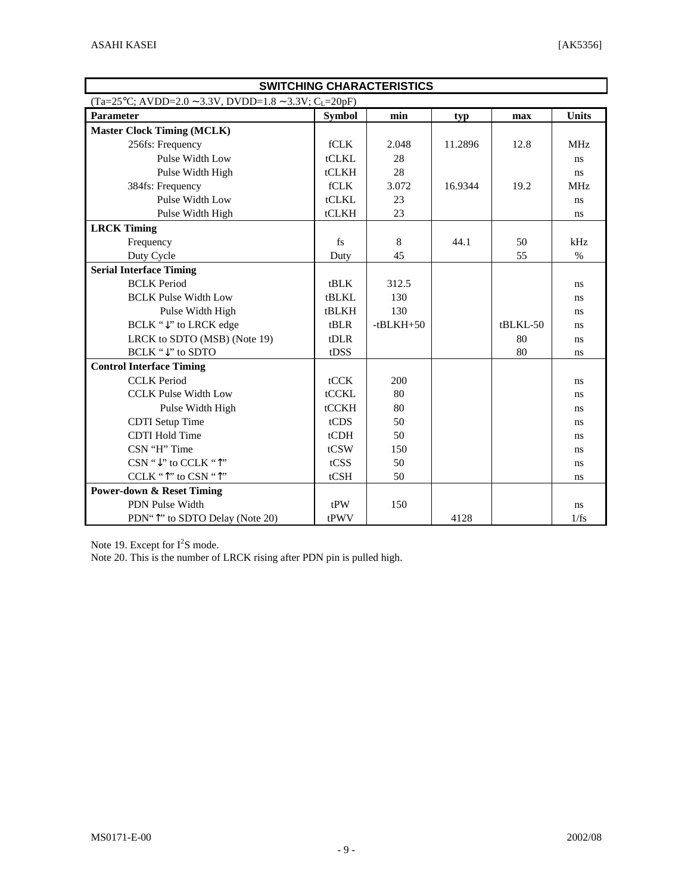## SWITCHING CHARACTERISTICS

(Ta=25°C; AVDD=2.0 ∼ 3.3V, DVDD=1.8 ∼ 3.3V; $C_L$=20pF)

| Parameter | Symbol | min | typ | max | Units |
|---|---|---|---|---|---|
| **Master Clock Timing (MCLK)** | | | | | |
| 256fs: Frequency | fCLK | 2.048 | 11.2896 | 12.8 | MHz |
| Pulse Width Low | tCLKL | 28 | | | ns |
| Pulse Width High | tCLKH | 28 | | | ns |
| 384fs: Frequency | fCLK | 3.072 | 16.9344 | 19.2 | MHz |
| Pulse Width Low | tCLKL | 23 | | | ns |
| Pulse Width High | tCLKH | 23 | | | ns |
| **LRCK Timing** | | | | | |
| Frequency | fs | 8 | 44.1 | 50 | kHz |
| Duty Cycle | Duty | 45 | | 55 | % |
| **Serial Interface Timing** | | | | | |
| BCLK Period | tBLK | 312.5 | | | ns |
| BCLK Pulse Width Low | tBLKL | 130 | | | ns |
| Pulse Width High | tBLKH | 130 | | | ns |
| BCLK "↓" to LRCK edge | tBLR | -tBLKH+50 | | tBLKL-50 | ns |
| LRCK to SDTO (MSB) (Note 19) | tDLR | | | 80 | ns |
| BCLK "↓" to SDTO | tDSS | | | 80 | ns |
| **Control Interface Timing** | | | | | |
| CCLK Period | tCCK | 200 | | | ns |
| CCLK Pulse Width Low | tCCKL | 80 | | | ns |
| Pulse Width High | tCCKH | 80 | | | ns |
| CDTI Setup Time | tCDS | 50 | | | ns |
| CDTI Hold Time | tCDH | 50 | | | ns |
| CSN "H" Time | tCSW | 150 | | | ns |
| CSN "↓" to CCLK "↑" | tCSS | 50 | | | ns |
| CCLK "↑" to CSN "↑" | tCSH | 50 | | | ns |
| **Power-down & Reset Timing** | | | | | |
| PDN Pulse Width | tPW | 150 | | | ns |
| PDN"↑" to SDTO Delay (Note 20) | tPWV | | 4128 | | 1/fs |

Note 19. Except for $I^2S$ mode.

Note 20. This is the number of LRCK rising after PDN pin is pulled high.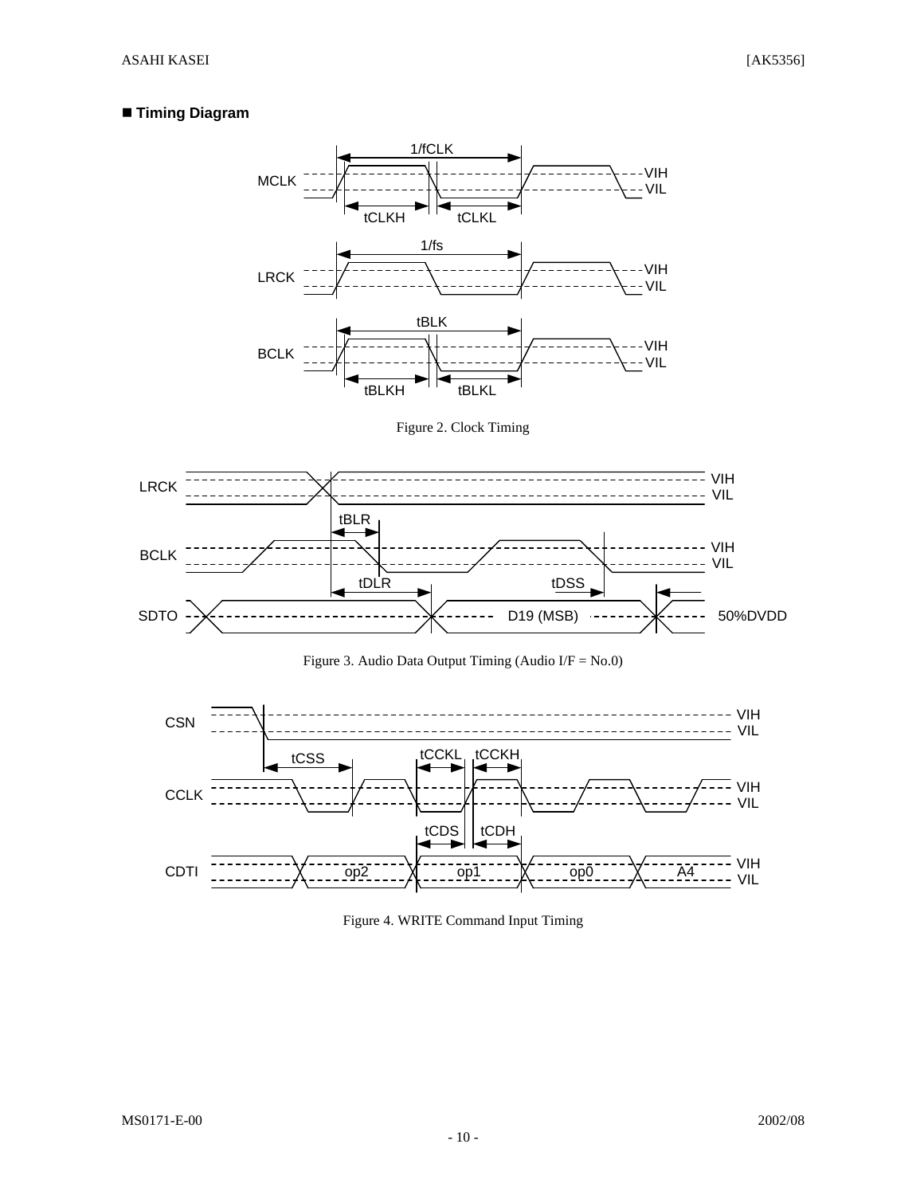■ **Timing Diagram**

Figure 2. Clock Timing

Figure 3. Audio Data Output Timing (Audio I/F = No.0)

Figure 4. WRITE Command Input Timing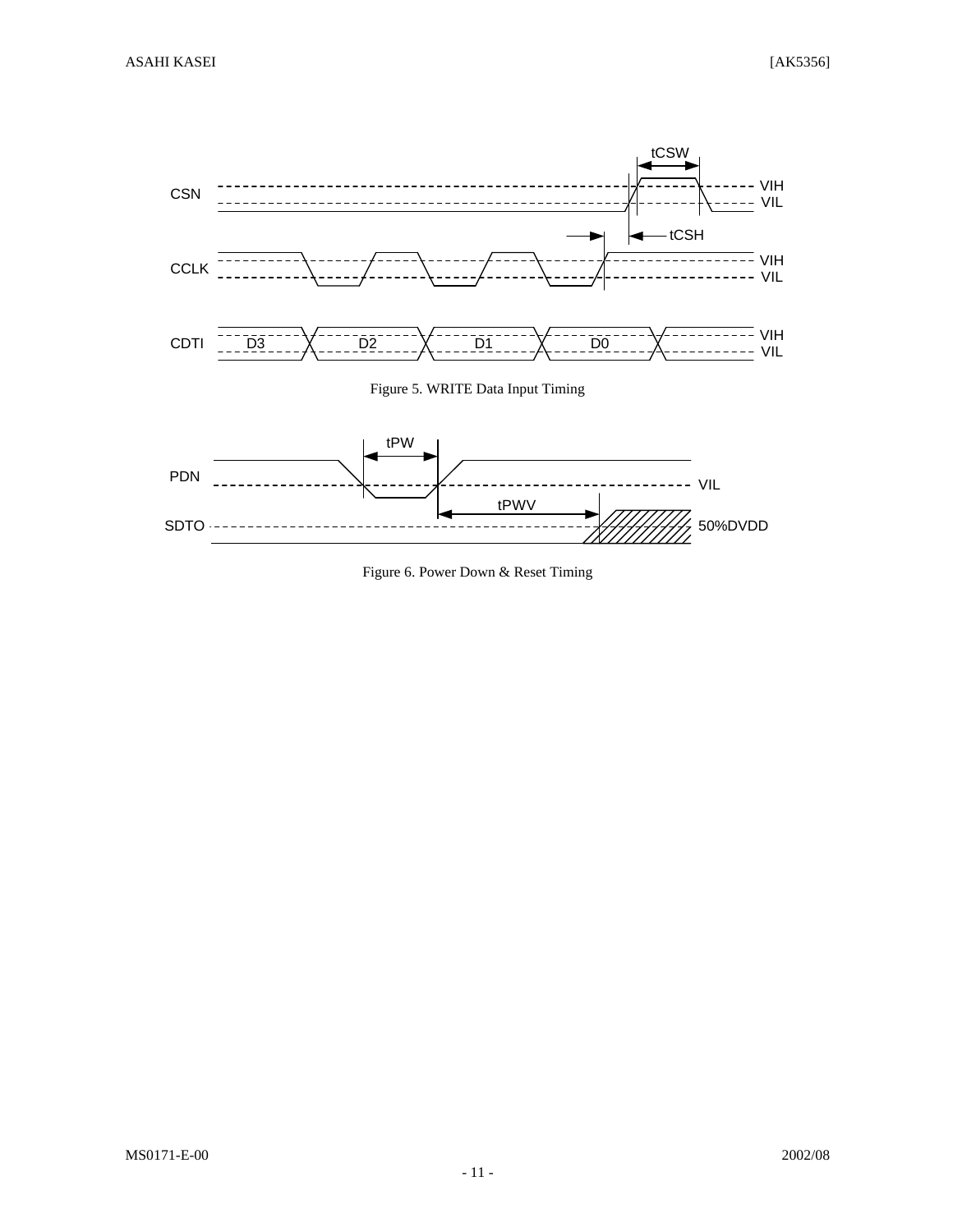Figure 5. WRITE Data Input Timing

Figure 6. Power Down & Reset Timing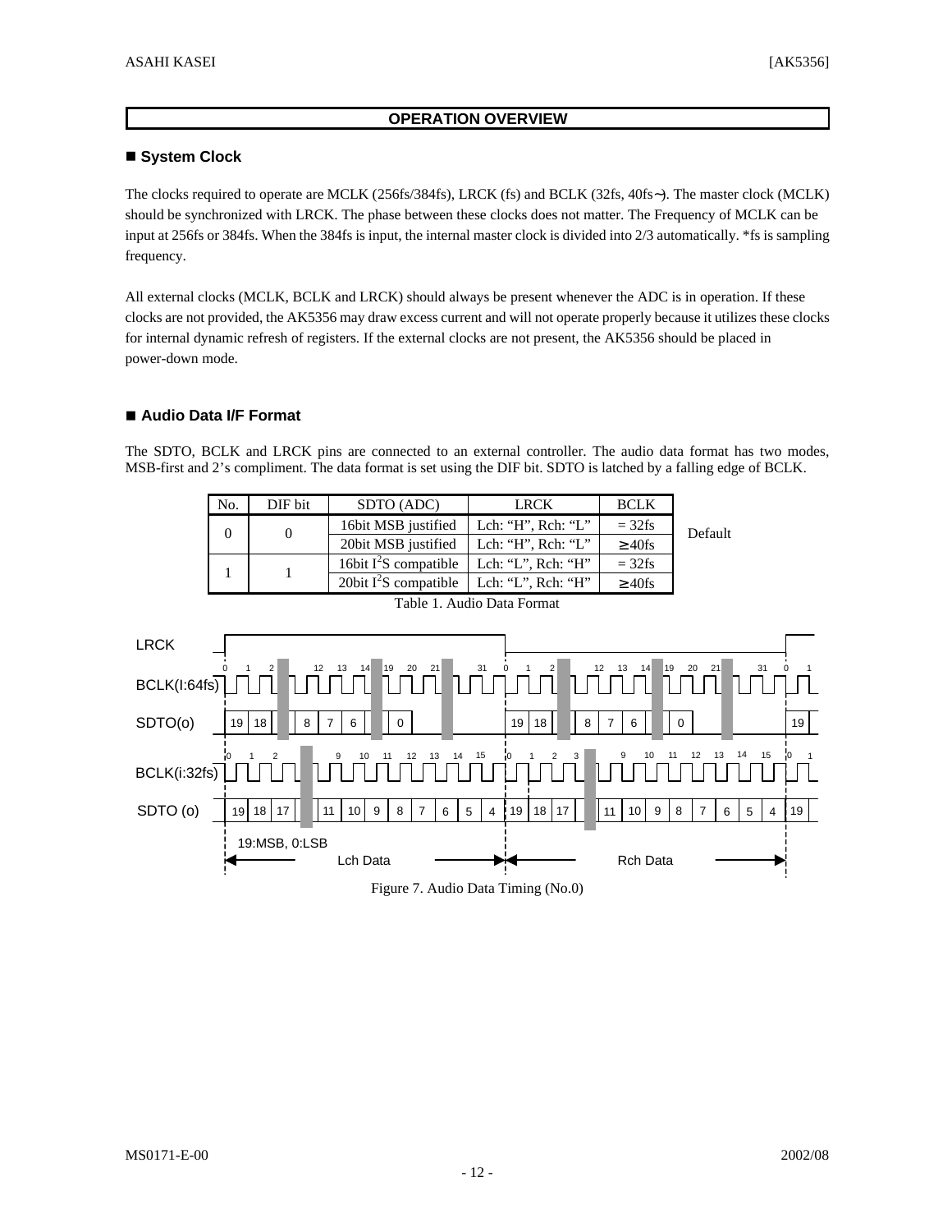## OPERATION OVERVIEW

### ■ System Clock

The clocks required to operate are MCLK (256fs/384fs), LRCK (fs) and BCLK (32fs, 40fs~). The master clock (MCLK) should be synchronized with LRCK. The phase between these clocks does not matter. The Frequency of MCLK can be input at 256fs or 384fs. When the 384fs is input, the internal master clock is divided into 2/3 automatically. *fs is sampling frequency.

All external clocks (MCLK, BCLK and LRCK) should always be present whenever the ADC is in operation. If these clocks are not provided, the AK5356 may draw excess current and will not operate properly because it utilizes these clocks for internal dynamic refresh of registers. If the external clocks are not present, the AK5356 should be placed in power-down mode.

### ■ Audio Data I/F Format

The SDTO, BCLK and LRCK pins are connected to an external controller. The audio data format has two modes, MSB-first and 2's compliment. The data format is set using the DIF bit. SDTO is latched by a falling edge of BCLK.

| No. | DIF bit | SDTO (ADC) | LRCK | BCLK | |
|---|---|---|---|---|---|
| 0 | 0 | 16bit MSB justified | Lch: "H", Rch: "L" | = 32fs | Default |
| | | 20bit MSB justified | Lch: "H", Rch: "L" | ≥ 40fs | |
| 1 | 1 | 16bit $I^2S$ compatible | Lch: "L", Rch: "H" | = 32fs | |
| | | 20bit $I^2S$ compatible | Lch: "L", Rch: "H" | ≥ 40fs | |

Table 1. Audio Data Format

Figure 7. Audio Data Timing (No.0)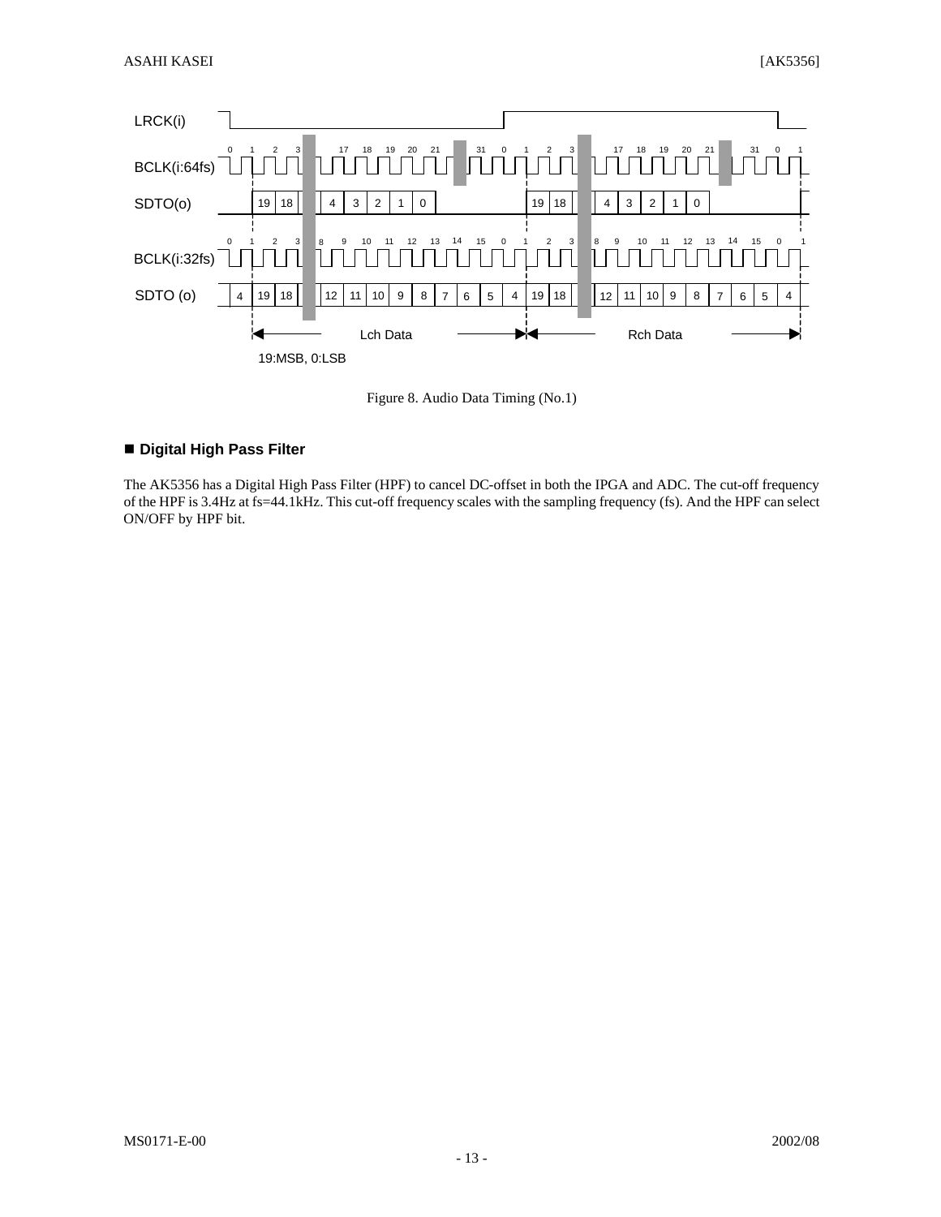Figure 8. Audio Data Timing (No.1)

## ■ Digital High Pass Filter

The AK5356 has a Digital High Pass Filter (HPF) to cancel DC-offset in both the IPGA and ADC. The cut-off frequency of the HPF is 3.4Hz at fs=44.1kHz. This cut-off frequency scales with the sampling frequency (fs). And the HPF can select ON/OFF by HPF bit.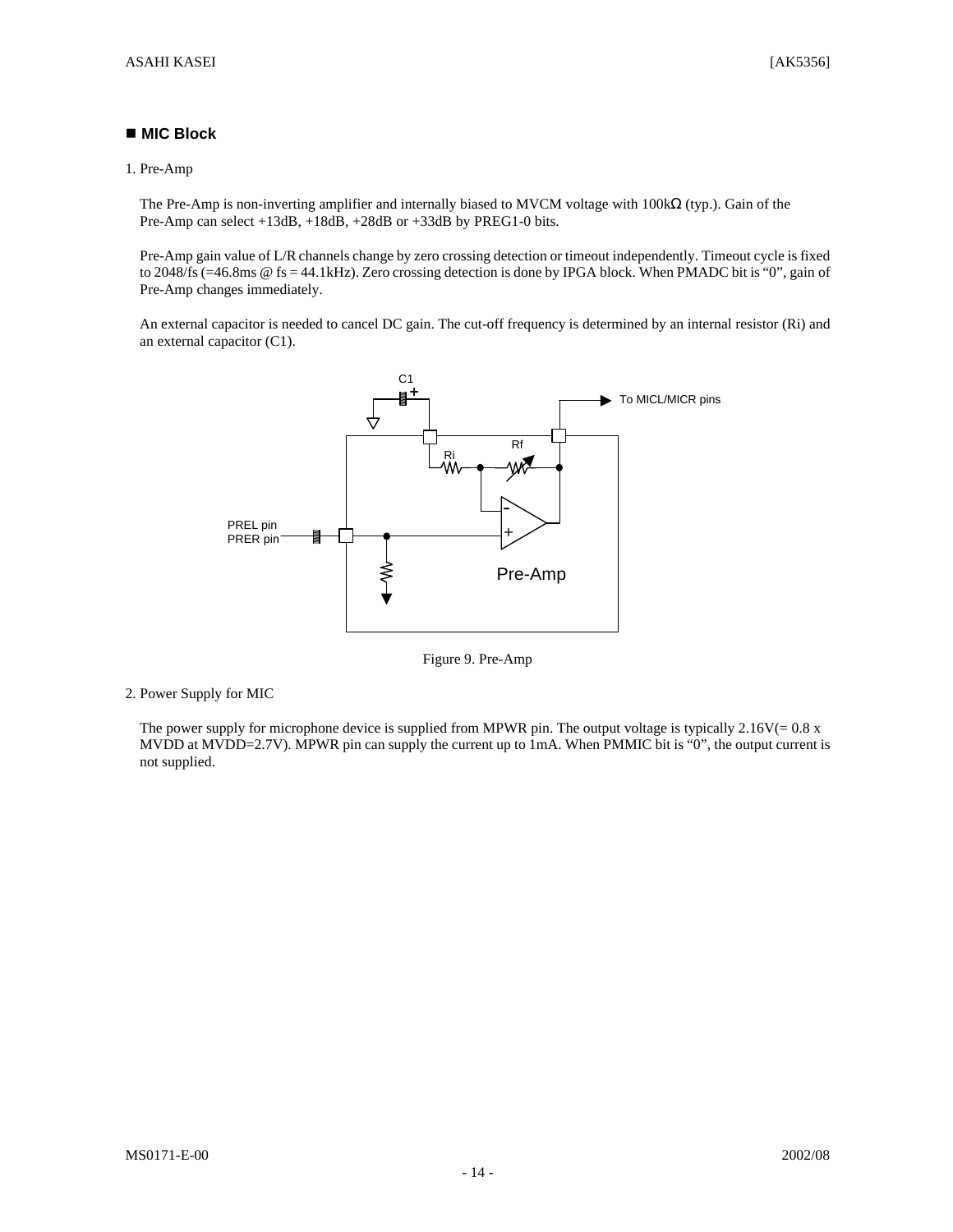## ■ MIC Block

1. Pre-Amp

The Pre-Amp is non-inverting amplifier and internally biased to MVCM voltage with 100kΩ (typ.). Gain of the Pre-Amp can select +13dB, +18dB, +28dB or +33dB by PREG1-0 bits.

Pre-Amp gain value of L/R channels change by zero crossing detection or timeout independently. Timeout cycle is fixed to 2048/fs (=46.8ms @ fs = 44.1kHz). Zero crossing detection is done by IPGA block. When PMADC bit is "0", gain of Pre-Amp changes immediately.

An external capacitor is needed to cancel DC gain. The cut-off frequency is determined by an internal resistor (Ri) and an external capacitor (C1).

Figure 9. Pre-Amp

2. Power Supply for MIC

The power supply for microphone device is supplied from MPWR pin. The output voltage is typically 2.16V(= 0.8 x MVDD at MVDD=2.7V). MPWR pin can supply the current up to 1mA. When PMMIC bit is "0", the output current is not supplied.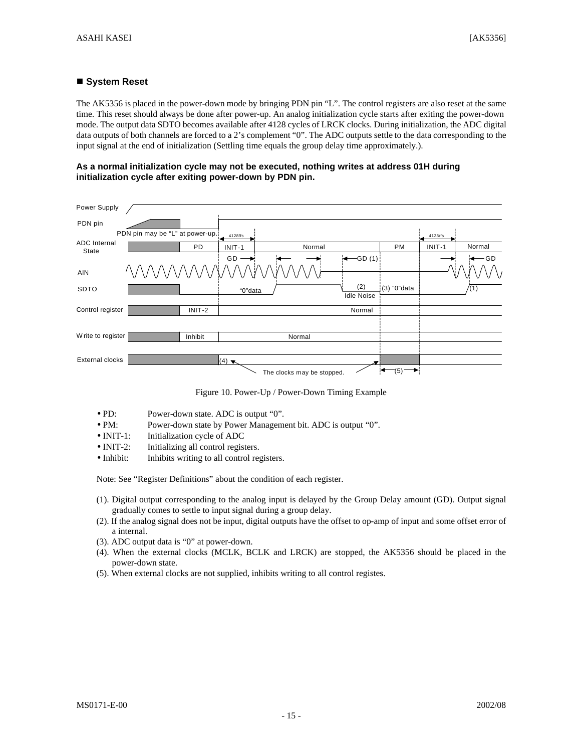## ■ System Reset

The AK5356 is placed in the power-down mode by bringing PDN pin "L". The control registers are also reset at the same time. This reset should always be done after power-up. An analog initialization cycle starts after exiting the power-down mode. The output data SDTO becomes available after 4128 cycles of LRCK clocks. During initialization, the ADC digital data outputs of both channels are forced to a 2's complement "0". The ADC outputs settle to the data corresponding to the input signal at the end of initialization (Settling time equals the group delay time approximately.).

**As a normal initialization cycle may not be executed, nothing writes at address 01H during initialization cycle after exiting power-down by PDN pin.**

Figure 10. Power-Up / Power-Down Timing Example

- PD: Power-down state. ADC is output "0".
- PM: Power-down state by Power Management bit. ADC is output "0".
- INIT-1: Initialization cycle of ADC
- INIT-2: Initializing all control registers.
- Inhibit: Inhibits writing to all control registers.

Note: See "Register Definitions" about the condition of each register.

(1). Digital output corresponding to the analog input is delayed by the Group Delay amount (GD). Output signal gradually comes to settle to input signal during a group delay.

(2). If the analog signal does not be input, digital outputs have the offset to op-amp of input and some offset error of a internal.

(3). ADC output data is "0" at power-down.

(4). When the external clocks (MCLK, BCLK and LRCK) are stopped, the AK5356 should be placed in the power-down state.

(5). When external clocks are not supplied, inhibits writing to all control registes.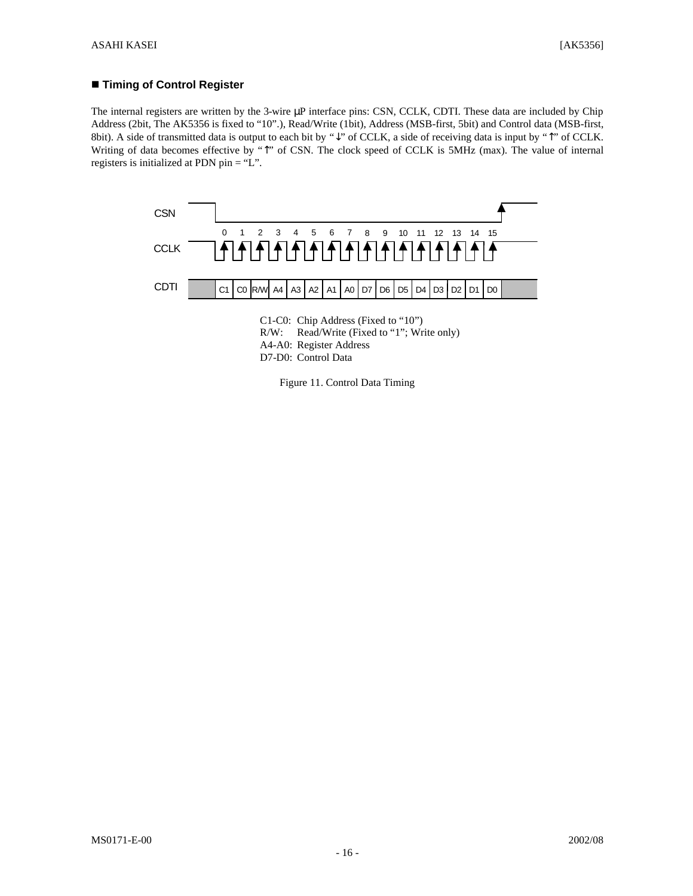## ■ Timing of Control Register

The internal registers are written by the 3-wire μP interface pins: CSN, CCLK, CDTI. These data are included by Chip Address (2bit, The AK5356 is fixed to "10".), Read/Write (1bit), Address (MSB-first, 5bit) and Control data (MSB-first, 8bit). A side of transmitted data is output to each bit by "↓" of CCLK, a side of receiving data is input by "↑" of CCLK. Writing of data becomes effective by "↑" of CSN. The clock speed of CCLK is 5MHz (max). The value of internal registers is initialized at PDN pin = "L".

| CCLK edge | 0 | 1 | 2 | 3 | 4 | 5 | 6 | 7 | 8 | 9 | 10 | 11 | 12 | 13 | 14 | 15 |
|---|---|---|---|---|---|---|---|---|---|---|---|---|---|---|---|---|
| CDTI | C1 | C0 | R/W | A4 | A3 | A2 | A1 | A0 | D7 | D6 | D5 | D4 | D3 | D2 | D1 | D0 |

C1-C0: Chip Address (Fixed to "10")
R/W: Read/Write (Fixed to "1"; Write only)
A4-A0: Register Address
D7-D0: Control Data

Figure 11. Control Data Timing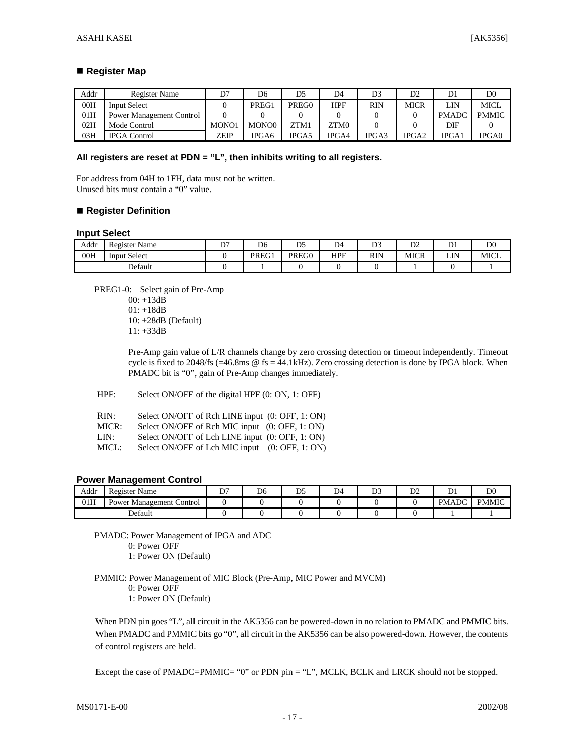## ■ Register Map

| Addr | Register Name | D7 | D6 | D5 | D4 | D3 | D2 | D1 | D0 |
|---|---|---|---|---|---|---|---|---|---|
| 00H | Input Select | 0 | PREG1 | PREG0 | HPF | RIN | MICR | LIN | MICL |
| 01H | Power Management Control | 0 | 0 | 0 | 0 | 0 | 0 | PMADC | PMMIC |
| 02H | Mode Control | MONO1 | MONO0 | ZTM1 | ZTM0 | 0 | 0 | DIF | 0 |
| 03H | IPGA Control | ZEIP | IPGA6 | IPGA5 | IPGA4 | IPGA3 | IPGA2 | IPGA1 | IPGA0 |

**All registers are reset at PDN = "L", then inhibits writing to all registers.**

For address from 04H to 1FH, data must not be written.
Unused bits must contain a "0" value.

## ■ Register Definition

### Input Select

| Addr | Register Name | D7 | D6 | D5 | D4 | D3 | D2 | D1 | D0 |
|---|---|---|---|---|---|---|---|---|---|
| 00H | Input Select | 0 | PREG1 | PREG0 | HPF | RIN | MICR | LIN | MICL |
| Default | | 0 | 1 | 0 | 0 | 0 | 1 | 0 | 1 |

PREG1-0: Select gain of Pre-Amp
- 00: +13dB
- 01: +18dB
- 10: +28dB (Default)
- 11: +33dB

Pre-Amp gain value of L/R channels change by zero crossing detection or timeout independently. Timeout cycle is fixed to 2048/fs (=46.8ms @ fs = 44.1kHz). Zero crossing detection is done by IPGA block. When PMADC bit is "0", gain of Pre-Amp changes immediately.

HPF: Select ON/OFF of the digital HPF (0: ON, 1: OFF)

RIN: Select ON/OFF of Rch LINE input (0: OFF, 1: ON)
MICR: Select ON/OFF of Rch MIC input (0: OFF, 1: ON)
LIN: Select ON/OFF of Lch LINE input (0: OFF, 1: ON)
MICL: Select ON/OFF of Lch MIC input (0: OFF, 1: ON)

### Power Management Control

| Addr | Register Name | D7 | D6 | D5 | D4 | D3 | D2 | D1 | D0 |
|---|---|---|---|---|---|---|---|---|---|
| 01H | Power Management Control | 0 | 0 | 0 | 0 | 0 | 0 | PMADC | PMMIC |
| Default | | 0 | 0 | 0 | 0 | 0 | 0 | 1 | 1 |

PMADC: Power Management of IPGA and ADC
- 0: Power OFF
- 1: Power ON (Default)

PMMIC: Power Management of MIC Block (Pre-Amp, MIC Power and MVCM)
- 0: Power OFF
- 1: Power ON (Default)

When PDN pin goes "L", all circuit in the AK5356 can be powered-down in no relation to PMADC and PMMIC bits. When PMADC and PMMIC bits go "0", all circuit in the AK5356 can be also powered-down. However, the contents of control registers are held.

Except the case of PMADC=PMMIC= "0" or PDN pin = "L", MCLK, BCLK and LRCK should not be stopped.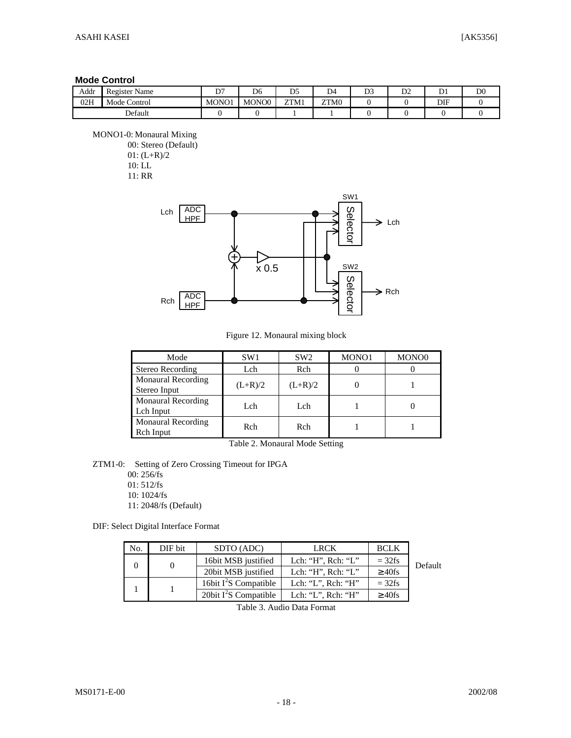## Mode Control

| Addr | Register Name | D7 | D6 | D5 | D4 | D3 | D2 | D1 | D0 |
|---|---|---|---|---|---|---|---|---|---|
| 02H | Mode Control | MONO1 | MONO0 | ZTM1 | ZTM0 | 0 | 0 | DIF | 0 |
| Default | | 0 | 0 | 1 | 1 | 0 | 0 | 0 | 0 |

MONO1-0: Monaural Mixing
- 00: Stereo (Default)
- 01: (L+R)/2
- 10: LL
- 11: RR

Figure 12. Monaural mixing block

| Mode | SW1 | SW2 | MONO1 | MONO0 |
|---|---|---|---|---|
| Stereo Recording | Lch | Rch | 0 | 0 |
| Monaural Recording Stereo Input | (L+R)/2 | (L+R)/2 | 0 | 1 |
| Monaural Recording Lch Input | Lch | Lch | 1 | 0 |
| Monaural Recording Rch Input | Rch | Rch | 1 | 1 |

Table 2. Monaural Mode Setting

ZTM1-0: Setting of Zero Crossing Timeout for IPGA
- 00: 256/fs
- 01: 512/fs
- 10: 1024/fs
- 11: 2048/fs (Default)

DIF: Select Digital Interface Format

| No. | DIF bit | SDTO (ADC) | LRCK | BCLK | |
|---|---|---|---|---|---|
| 0 | 0 | 16bit MSB justified | Lch: "H", Rch: "L" | = 32fs | Default |
| | | 20bit MSB justified | Lch: "H", Rch: "L" | ≥ 40fs | |
| 1 | 1 | 16bit I$^2$S Compatible | Lch: "L", Rch: "H" | = 32fs | |
| | | 20bit I$^2$S Compatible | Lch: "L", Rch: "H" | ≥ 40fs | |

Table 3. Audio Data Format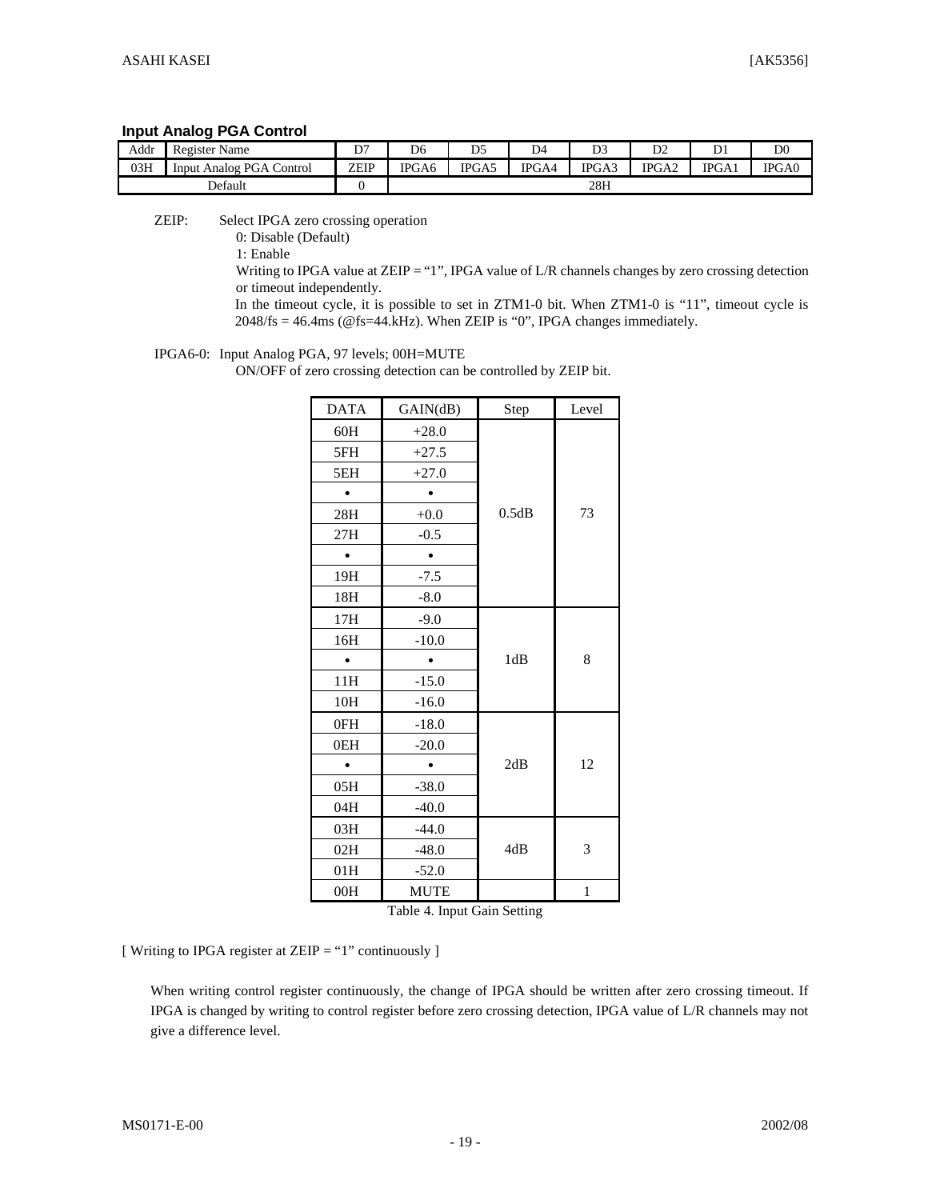### Input Analog PGA Control

| Addr | Register Name | D7 | D6 | D5 | D4 | D3 | D2 | D1 | D0 |
|---|---|---|---|---|---|---|---|---|---|
| 03H | Input Analog PGA Control | ZEIP | IPGA6 | IPGA5 | IPGA4 | IPGA3 | IPGA2 | IPGA1 | IPGA0 |
| Default | | 0 | 28H | | | | | | |

ZEIP: Select IPGA zero crossing operation
- 0: Disable (Default)
- 1: Enable

Writing to IPGA value at ZEIP = “1”, IPGA value of L/R channels changes by zero crossing detection or timeout independently.
In the timeout cycle, it is possible to set in ZTM1-0 bit. When ZTM1-0 is “11”, timeout cycle is 2048/fs = 46.4ms (@fs=44.kHz). When ZEIP is “0”, IPGA changes immediately.

IPGA6-0: Input Analog PGA, 97 levels; 00H=MUTE
ON/OFF of zero crossing detection can be controlled by ZEIP bit.

| DATA | GAIN(dB) | Step | Level |
|---|---|---|---|
| 60H | +28.0 | 0.5dB | 73 |
| 5FH | +27.5 | | |
| 5EH | +27.0 | | |
| • | • | | |
| 28H | +0.0 | | |
| 27H | -0.5 | | |
| • | • | | |
| 19H | -7.5 | | |
| 18H | -8.0 | | |
| 17H | -9.0 | 1dB | 8 |
| 16H | -10.0 | | |
| • | • | | |
| 11H | -15.0 | | |
| 10H | -16.0 | | |
| 0FH | -18.0 | 2dB | 12 |
| 0EH | -20.0 | | |
| • | • | | |
| 05H | -38.0 | | |
| 04H | -40.0 | | |
| 03H | -44.0 | 4dB | 3 |
| 02H | -48.0 | | |
| 01H | -52.0 | | |
| 00H | MUTE | | 1 |

Table 4. Input Gain Setting

[ Writing to IPGA register at ZEIP = “1” continuously ]

When writing control register continuously, the change of IPGA should be written after zero crossing timeout. If IPGA is changed by writing to control register before zero crossing detection, IPGA value of L/R channels may not give a difference level.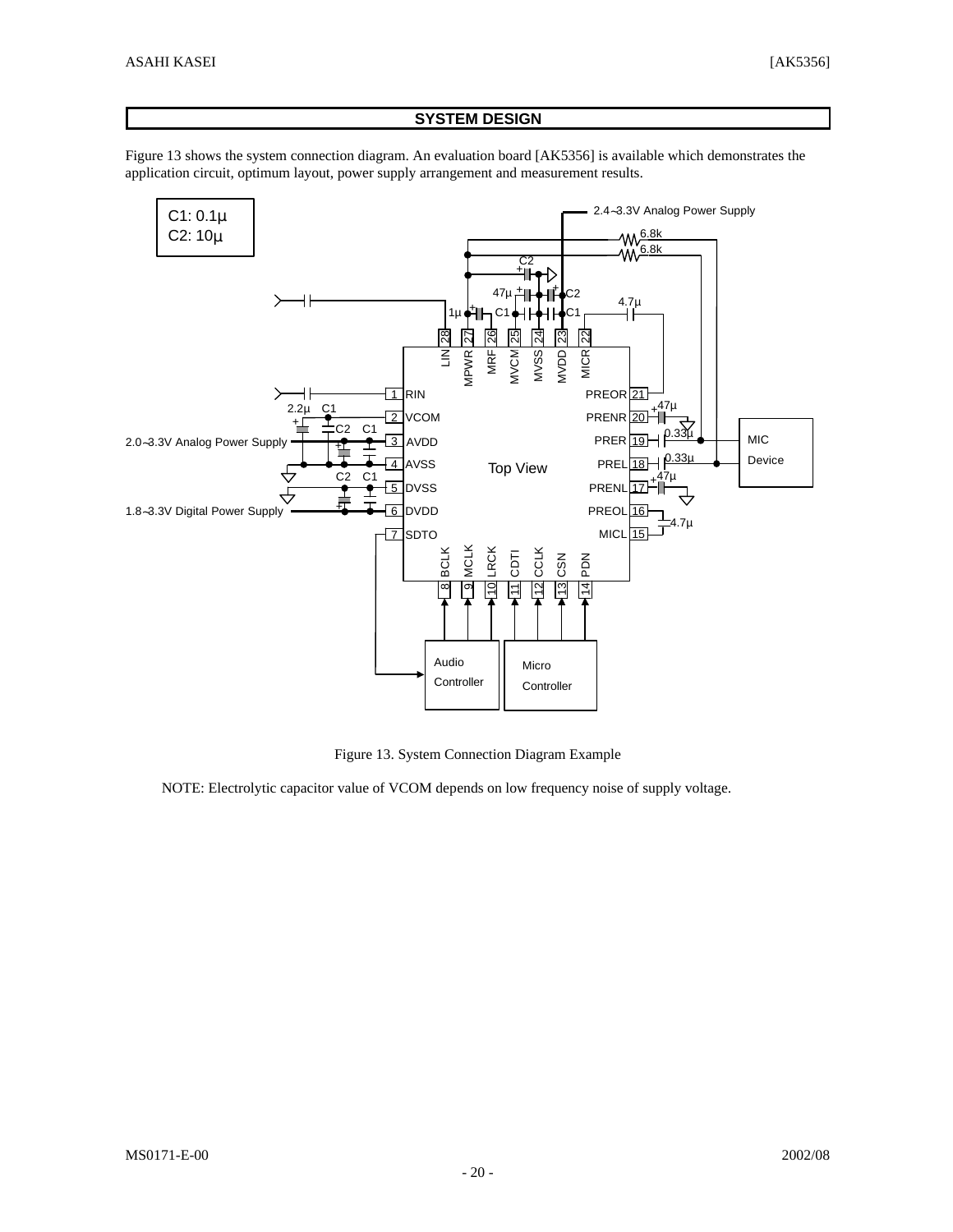## SYSTEM DESIGN

Figure 13 shows the system connection diagram. An evaluation board [AK5356] is available which demonstrates the application circuit, optimum layout, power supply arrangement and measurement results.

Figure 13. System Connection Diagram Example

NOTE: Electrolytic capacitor value of VCOM depends on low frequency noise of supply voltage.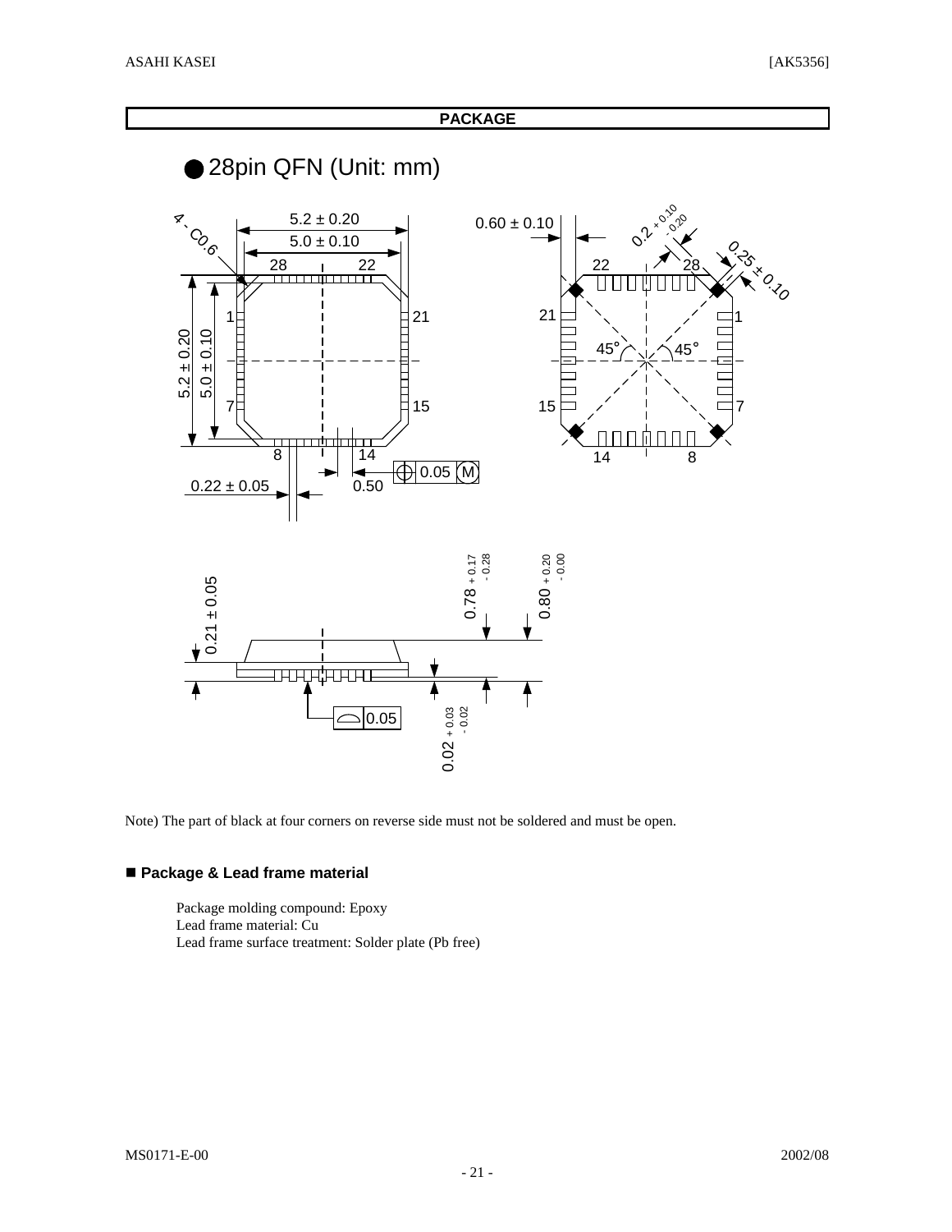## PACKAGE

● 28pin QFN (Unit: mm)

Note) The part of black at four corners on reverse side must not be soldered and must be open.

### ■ Package & Lead frame material

Package molding compound: Epoxy
Lead frame material: Cu
Lead frame surface treatment: Solder plate (Pb free)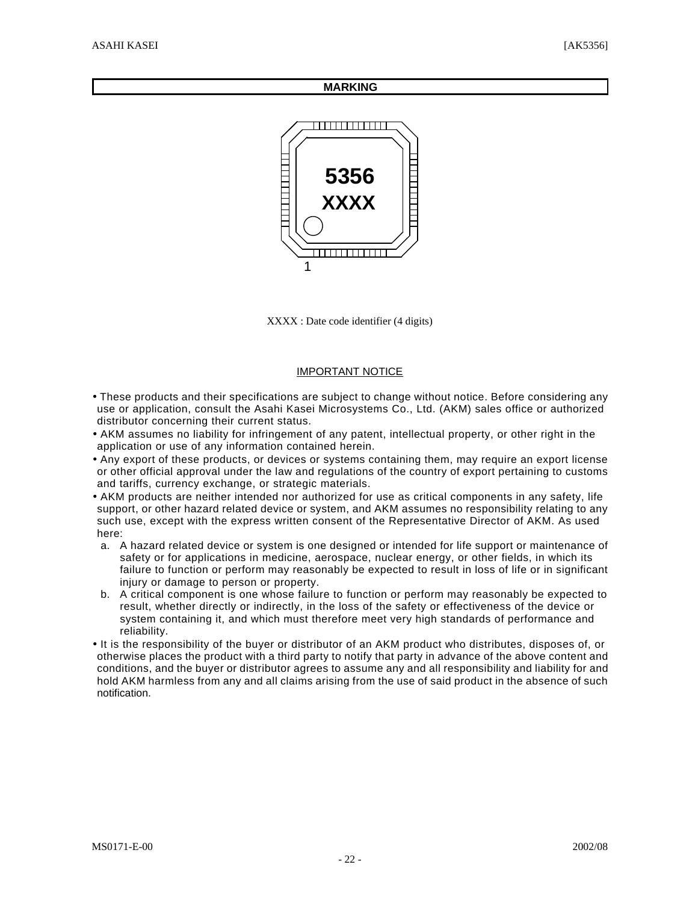## MARKING

5356

XXXX

1

XXXX : Date code identifier (4 digits)

IMPORTANT NOTICE

- These products and their specifications are subject to change without notice. Before considering any use or application, consult the Asahi Kasei Microsystems Co., Ltd. (AKM) sales office or authorized distributor concerning their current status.
- AKM assumes no liability for infringement of any patent, intellectual property, or other right in the application or use of any information contained herein.
- Any export of these products, or devices or systems containing them, may require an export license or other official approval under the law and regulations of the country of export pertaining to customs and tariffs, currency exchange, or strategic materials.
- AKM products are neither intended nor authorized for use as critical components in any safety, life support, or other hazard related device or system, and AKM assumes no responsibility relating to any such use, except with the express written consent of the Representative Director of AKM. As used here:
  a. A hazard related device or system is one designed or intended for life support or maintenance of safety or for applications in medicine, aerospace, nuclear energy, or other fields, in which its failure to function or perform may reasonably be expected to result in loss of life or in significant injury or damage to person or property.
  b. A critical component is one whose failure to function or perform may reasonably be expected to result, whether directly or indirectly, in the loss of the safety or effectiveness of the device or system containing it, and which must therefore meet very high standards of performance and reliability.
- It is the responsibility of the buyer or distributor of an AKM product who distributes, disposes of, or otherwise places the product with a third party to notify that party in advance of the above content and conditions, and the buyer or distributor agrees to assume any and all responsibility and liability for and hold AKM harmless from any and all claims arising from the use of said product in the absence of such notification.